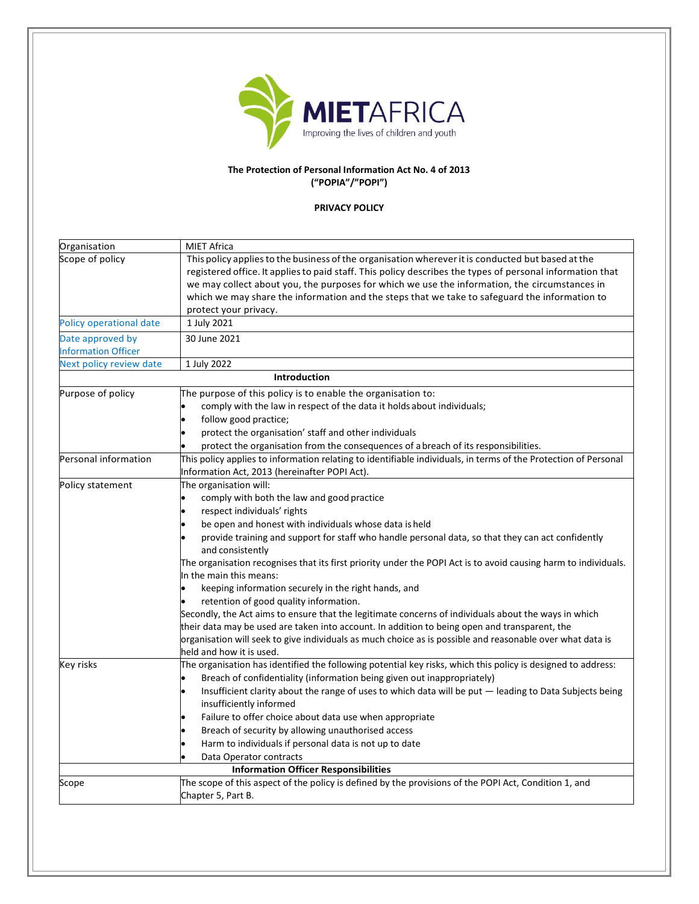**MIETAFRICA**
Improving the lives of children and youth

**The Protection of Personal Information Act No. 4 of 2013**
**("POPIA"/"POPI")**

**PRIVACY POLICY**

| | |
|---|---|
| Organisation | MIET Africa |
| Scope of policy | This policy applies to the business of the organisation wherever it is conducted but based at the registered office. It applies to paid staff. This policy describes the types of personal information that we may collect about you, the purposes for which we use the information, the circumstances in which we may share the information and the steps that we take to safeguard the information to protect your privacy. |
| Policy operational date | 1 July 2021 |
| Date approved by Information Officer | 30 June 2021 |
| Next policy review date | 1 July 2022 |
| **Introduction** | |
| Purpose of policy | The purpose of this policy is to enable the organisation to:<br>• comply with the law in respect of the data it holds about individuals;<br>• follow good practice;<br>• protect the organisation' staff and other individuals<br>• protect the organisation from the consequences of a breach of its responsibilities. |
| Personal information | This policy applies to information relating to identifiable individuals, in terms of the Protection of Personal Information Act, 2013 (hereinafter POPI Act). |
| Policy statement | The organisation will:<br>• comply with both the law and good practice<br>• respect individuals' rights<br>• be open and honest with individuals whose data is held<br>• provide training and support for staff who handle personal data, so that they can act confidently and consistently<br>The organisation recognises that its first priority under the POPI Act is to avoid causing harm to individuals. In the main this means:<br>• keeping information securely in the right hands, and<br>• retention of good quality information.<br>Secondly, the Act aims to ensure that the legitimate concerns of individuals about the ways in which their data may be used are taken into account. In addition to being open and transparent, the organisation will seek to give individuals as much choice as is possible and reasonable over what data is held and how it is used. |
| Key risks | The organisation has identified the following potential key risks, which this policy is designed to address:<br>• Breach of confidentiality (information being given out inappropriately)<br>• Insufficient clarity about the range of uses to which data will be put — leading to Data Subjects being insufficiently informed<br>• Failure to offer choice about data use when appropriate<br>• Breach of security by allowing unauthorised access<br>• Harm to individuals if personal data is not up to date<br>• Data Operator contracts |
| **Information Officer Responsibilities** | |
| Scope | The scope of this aspect of the policy is defined by the provisions of the POPI Act, Condition 1, and Chapter 5, Part B. |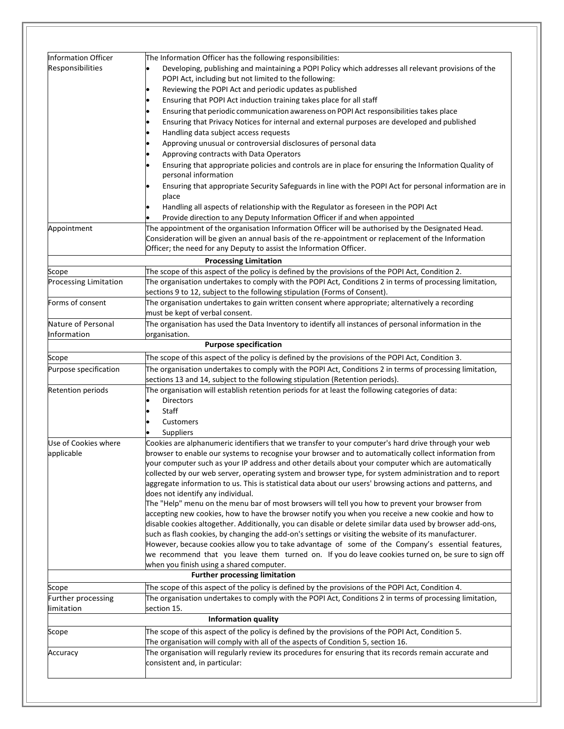| | |
|---|---|
| Information Officer Responsibilities | The Information Officer has the following responsibilities:<br>• Developing, publishing and maintaining a POPI Policy which addresses all relevant provisions of the POPI Act, including but not limited to the following:<br>• Reviewing the POPI Act and periodic updates as published<br>• Ensuring that POPI Act induction training takes place for all staff<br>• Ensuring that periodic communication awareness on POPI Act responsibilities takes place<br>• Ensuring that Privacy Notices for internal and external purposes are developed and published<br>• Handling data subject access requests<br>• Approving unusual or controversial disclosures of personal data<br>• Approving contracts with Data Operators<br>• Ensuring that appropriate policies and controls are in place for ensuring the Information Quality of personal information<br>• Ensuring that appropriate Security Safeguards in line with the POPI Act for personal information are in place<br>• Handling all aspects of relationship with the Regulator as foreseen in the POPI Act<br>• Provide direction to any Deputy Information Officer if and when appointed |
| Appointment | The appointment of the organisation Information Officer will be authorised by the Designated Head. Consideration will be given an annual basis of the re-appointment or replacement of the Information Officer; the need for any Deputy to assist the Information Officer. |
| **Processing Limitation** | |
| Scope | The scope of this aspect of the policy is defined by the provisions of the POPI Act, Condition 2. |
| Processing Limitation | The organisation undertakes to comply with the POPI Act, Conditions 2 in terms of processing limitation, sections 9 to 12, subject to the following stipulation (Forms of Consent). |
| Forms of consent | The organisation undertakes to gain written consent where appropriate; alternatively a recording must be kept of verbal consent. |
| Nature of Personal Information | The organisation has used the Data Inventory to identify all instances of personal information in the organisation. |
| **Purpose specification** | |
| Scope | The scope of this aspect of the policy is defined by the provisions of the POPI Act, Condition 3. |
| Purpose specification | The organisation undertakes to comply with the POPI Act, Conditions 2 in terms of processing limitation, sections 13 and 14, subject to the following stipulation (Retention periods). |
| Retention periods | The organisation will establish retention periods for at least the following categories of data:<br>• Directors<br>• Staff<br>• Customers<br>• Suppliers |
| Use of Cookies where applicable | Cookies are alphanumeric identifiers that we transfer to your computer's hard drive through your web browser to enable our systems to recognise your browser and to automatically collect information from your computer such as your IP address and other details about your computer which are automatically collected by our web server, operating system and browser type, for system administration and to report aggregate information to us. This is statistical data about our users' browsing actions and patterns, and does not identify any individual.<br>The "Help" menu on the menu bar of most browsers will tell you how to prevent your browser from accepting new cookies, how to have the browser notify you when you receive a new cookie and how to disable cookies altogether. Additionally, you can disable or delete similar data used by browser add-ons, such as flash cookies, by changing the add-on's settings or visiting the website of its manufacturer. However, because cookies allow you to take advantage of some of the Company's essential features, we recommend that you leave them turned on. If you do leave cookies turned on, be sure to sign off when you finish using a shared computer. |
| **Further processing limitation** | |
| Scope | The scope of this aspect of the policy is defined by the provisions of the POPI Act, Condition 4. |
| Further processing limitation | The organisation undertakes to comply with the POPI Act, Conditions 2 in terms of processing limitation, section 15. |
| **Information quality** | |
| Scope | The scope of this aspect of the policy is defined by the provisions of the POPI Act, Condition 5.<br>The organisation will comply with all of the aspects of Condition 5, section 16. |
| Accuracy | The organisation will regularly review its procedures for ensuring that its records remain accurate and consistent and, in particular: |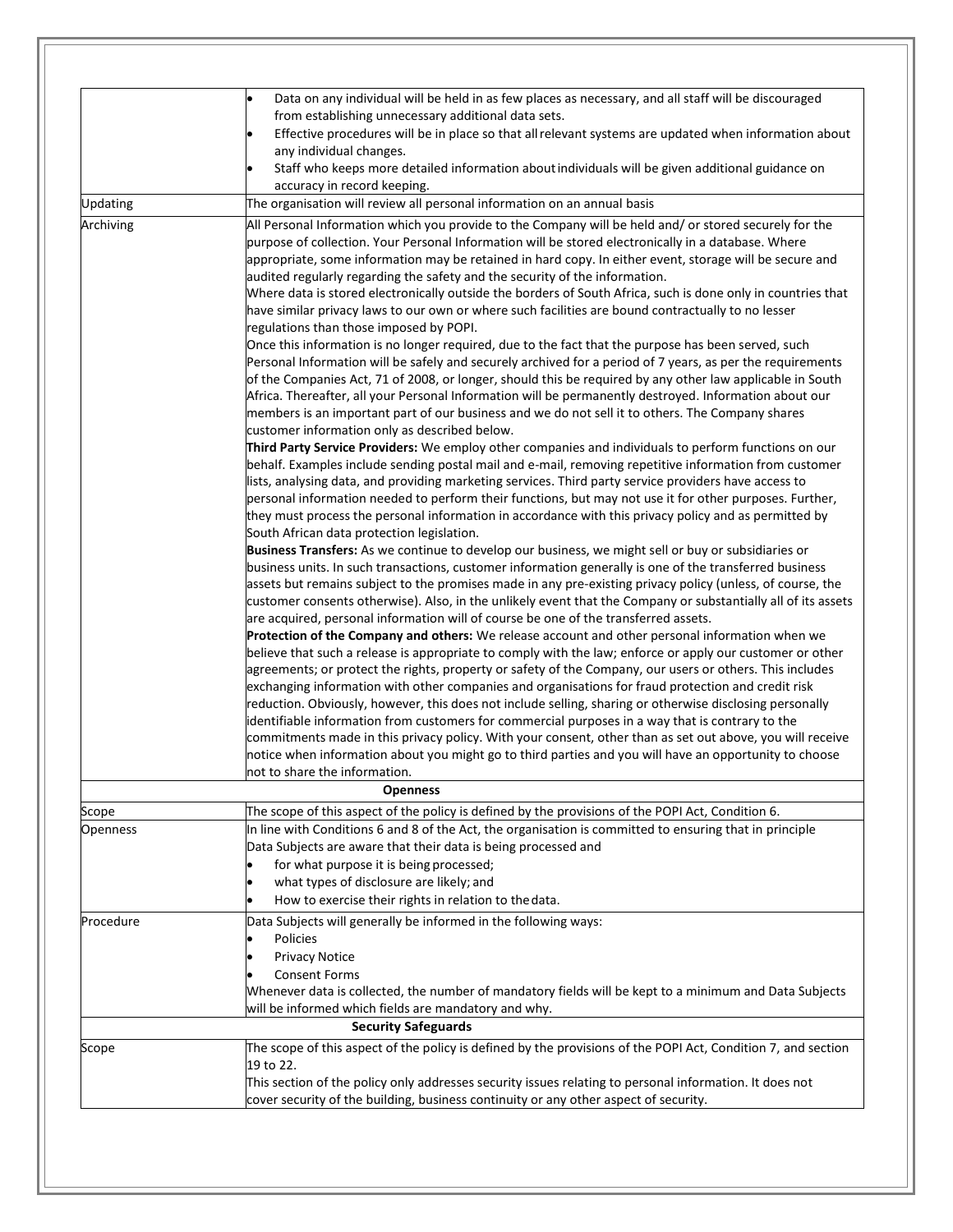| | |
|---|---|
| | • Data on any individual will be held in as few places as necessary, and all staff will be discouraged from establishing unnecessary additional data sets.<br>• Effective procedures will be in place so that all relevant systems are updated when information about any individual changes.<br>• Staff who keeps more detailed information about individuals will be given additional guidance on accuracy in record keeping. |
| Updating | The organisation will review all personal information on an annual basis |
| Archiving | All Personal Information which you provide to the Company will be held and/ or stored securely for the purpose of collection. Your Personal Information will be stored electronically in a database. Where appropriate, some information may be retained in hard copy. In either event, storage will be secure and audited regularly regarding the safety and the security of the information.<br>Where data is stored electronically outside the borders of South Africa, such is done only in countries that have similar privacy laws to our own or where such facilities are bound contractually to no lesser regulations than those imposed by POPI.<br>Once this information is no longer required, due to the fact that the purpose has been served, such Personal Information will be safely and securely archived for a period of 7 years, as per the requirements of the Companies Act, 71 of 2008, or longer, should this be required by any other law applicable in South Africa. Thereafter, all your Personal Information will be permanently destroyed. Information about our members is an important part of our business and we do not sell it to others. The Company shares customer information only as described below.<br>**Third Party Service Providers:** We employ other companies and individuals to perform functions on our behalf. Examples include sending postal mail and e-mail, removing repetitive information from customer lists, analysing data, and providing marketing services. Third party service providers have access to personal information needed to perform their functions, but may not use it for other purposes. Further, they must process the personal information in accordance with this privacy policy and as permitted by South African data protection legislation.<br>**Business Transfers:** As we continue to develop our business, we might sell or buy or subsidiaries or business units. In such transactions, customer information generally is one of the transferred business assets but remains subject to the promises made in any pre-existing privacy policy (unless, of course, the customer consents otherwise). Also, in the unlikely event that the Company or substantially all of its assets are acquired, personal information will of course be one of the transferred assets.<br>**Protection of the Company and others:** We release account and other personal information when we believe that such a release is appropriate to comply with the law; enforce or apply our customer or other agreements; or protect the rights, property or safety of the Company, our users or others. This includes exchanging information with other companies and organisations for fraud protection and credit risk reduction. Obviously, however, this does not include selling, sharing or otherwise disclosing personally identifiable information from customers for commercial purposes in a way that is contrary to the commitments made in this privacy policy. With your consent, other than as set out above, you will receive notice when information about you might go to third parties and you will have an opportunity to choose not to share the information. |
| **Openness** | |
| Scope | The scope of this aspect of the policy is defined by the provisions of the POPI Act, Condition 6. |
| Openness | In line with Conditions 6 and 8 of the Act, the organisation is committed to ensuring that in principle Data Subjects are aware that their data is being processed and<br>• for what purpose it is being processed;<br>• what types of disclosure are likely; and<br>• How to exercise their rights in relation to the data. |
| Procedure | Data Subjects will generally be informed in the following ways:<br>• Policies<br>• Privacy Notice<br>• Consent Forms<br>Whenever data is collected, the number of mandatory fields will be kept to a minimum and Data Subjects will be informed which fields are mandatory and why. |
| **Security Safeguards** | |
| Scope | The scope of this aspect of the policy is defined by the provisions of the POPI Act, Condition 7, and section 19 to 22.<br>This section of the policy only addresses security issues relating to personal information. It does not cover security of the building, business continuity or any other aspect of security. |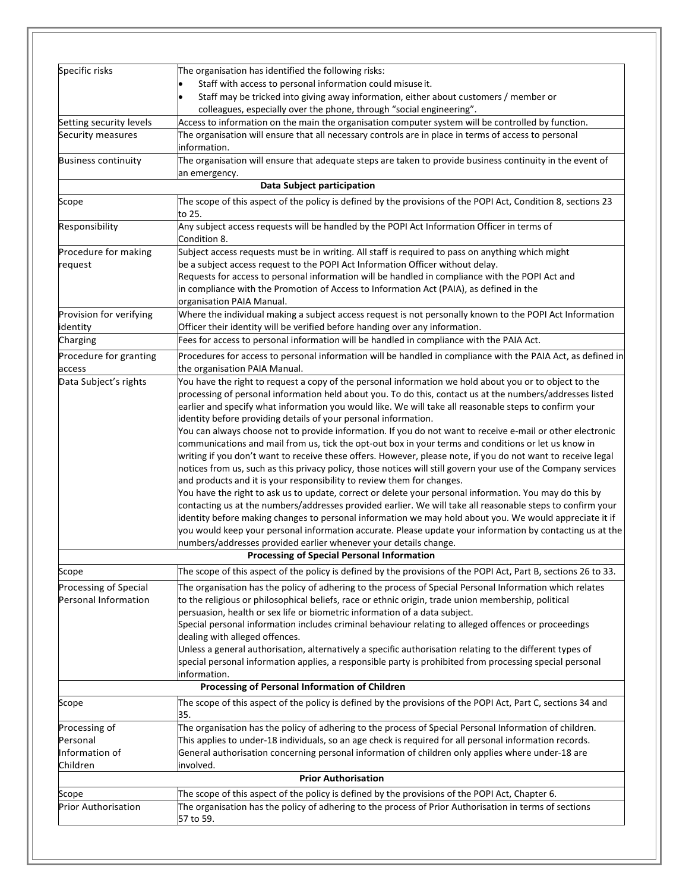| | |
|---|---|
| Specific risks | The organisation has identified the following risks:<br>• Staff with access to personal information could misuse it.<br>• Staff may be tricked into giving away information, either about customers / member or colleagues, especially over the phone, through "social engineering". |
| Setting security levels | Access to information on the main organisation computer system will be controlled by function. |
| Security measures | The organisation will ensure that all necessary controls are in place in terms of access to personal information. |
| Business continuity | The organisation will ensure that adequate steps are taken to provide business continuity in the event of an emergency. |
| **Data Subject participation** | |
| Scope | The scope of this aspect of the policy is defined by the provisions of the POPI Act, Condition 8, sections 23 to 25. |
| Responsibility | Any subject access requests will be handled by the POPI Act Information Officer in terms of Condition 8. |
| Procedure for making request | Subject access requests must be in writing. All staff is required to pass on anything which might be a subject access request to the POPI Act Information Officer without delay.<br>Requests for access to personal information will be handled in compliance with the POPI Act and in compliance with the Promotion of Access to Information Act (PAIA), as defined in the organisation PAIA Manual. |
| Provision for verifying identity | Where the individual making a subject access request is not personally known to the POPI Act Information Officer their identity will be verified before handing over any information. |
| Charging | Fees for access to personal information will be handled in compliance with the PAIA Act. |
| Procedure for granting access | Procedures for access to personal information will be handled in compliance with the PAIA Act, as defined in the organisation PAIA Manual. |
| Data Subject's rights | You have the right to request a copy of the personal information we hold about you or to object to the processing of personal information held about you. To do this, contact us at the numbers/addresses listed earlier and specify what information you would like. We will take all reasonable steps to confirm your identity before providing details of your personal information.<br>You can always choose not to provide information. If you do not want to receive e-mail or other electronic communications and mail from us, tick the opt-out box in your terms and conditions or let us know in writing if you don't want to receive these offers. However, please note, if you do not want to receive legal notices from us, such as this privacy policy, those notices will still govern your use of the Company services and products and it is your responsibility to review them for changes.<br>You have the right to ask us to update, correct or delete your personal information. You may do this by contacting us at the numbers/addresses provided earlier. We will take all reasonable steps to confirm your identity before making changes to personal information we may hold about you. We would appreciate it if you would keep your personal information accurate. Please update your information by contacting us at the numbers/addresses provided earlier whenever your details change. |
| **Processing of Special Personal Information** | |
| Scope | The scope of this aspect of the policy is defined by the provisions of the POPI Act, Part B, sections 26 to 33. |
| Processing of Special Personal Information | The organisation has the policy of adhering to the process of Special Personal Information which relates to the religious or philosophical beliefs, race or ethnic origin, trade union membership, political persuasion, health or sex life or biometric information of a data subject.<br>Special personal information includes criminal behaviour relating to alleged offences or proceedings dealing with alleged offences.<br>Unless a general authorisation, alternatively a specific authorisation relating to the different types of special personal information applies, a responsible party is prohibited from processing special personal information. |
| **Processing of Personal Information of Children** | |
| Scope | The scope of this aspect of the policy is defined by the provisions of the POPI Act, Part C, sections 34 and 35. |
| Processing of Personal Information of Children | The organisation has the policy of adhering to the process of Special Personal Information of children. This applies to under-18 individuals, so an age check is required for all personal information records. General authorisation concerning personal information of children only applies where under-18 are involved. |
| **Prior Authorisation** | |
| Scope | The scope of this aspect of the policy is defined by the provisions of the POPI Act, Chapter 6. |
| Prior Authorisation | The organisation has the policy of adhering to the process of Prior Authorisation in terms of sections 57 to 59. |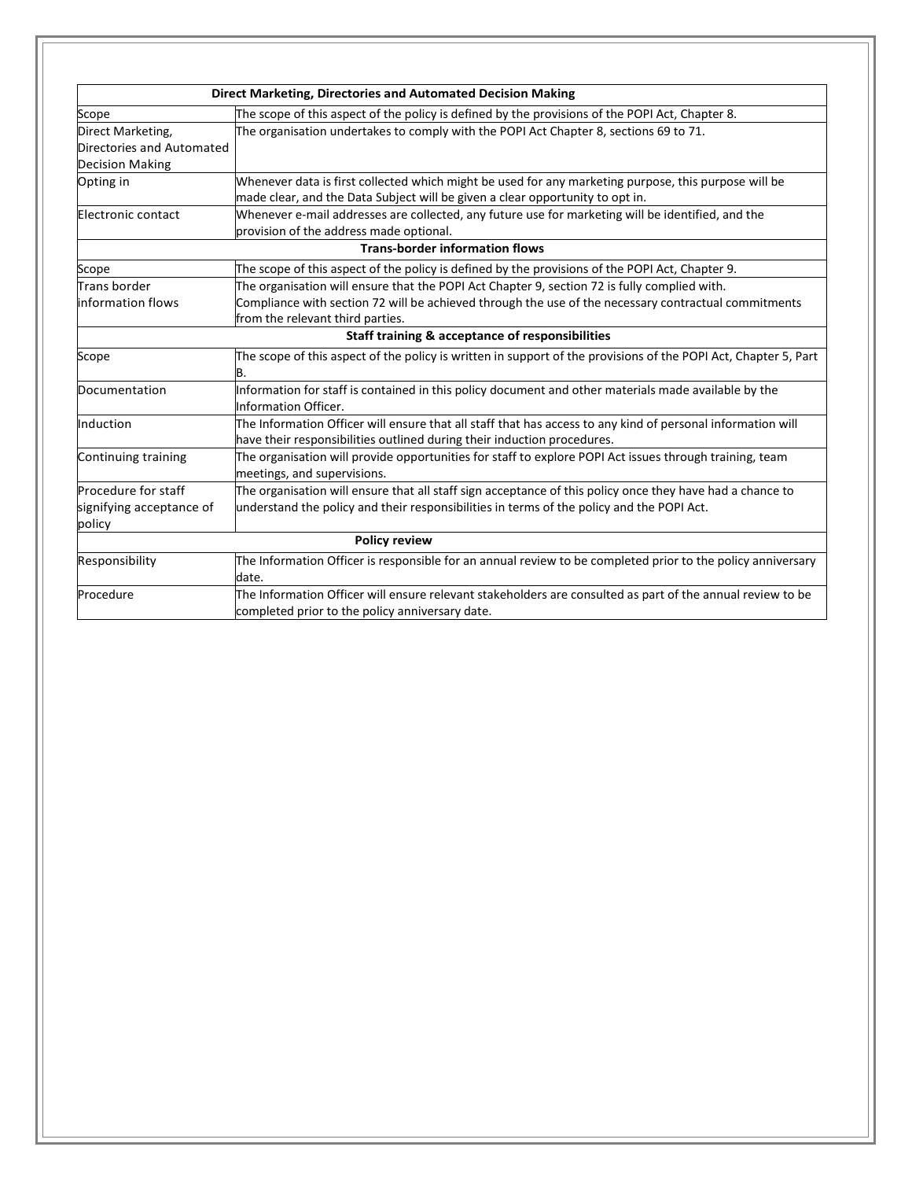| | |
|---|---|
| **Direct Marketing, Directories and Automated Decision Making** | |
| Scope | The scope of this aspect of the policy is defined by the provisions of the POPI Act, Chapter 8. |
| Direct Marketing, Directories and Automated Decision Making | The organisation undertakes to comply with the POPI Act Chapter 8, sections 69 to 71. |
| Opting in | Whenever data is first collected which might be used for any marketing purpose, this purpose will be made clear, and the Data Subject will be given a clear opportunity to opt in. |
| Electronic contact | Whenever e-mail addresses are collected, any future use for marketing will be identified, and the provision of the address made optional. |
| **Trans-border information flows** | |
| Scope | The scope of this aspect of the policy is defined by the provisions of the POPI Act, Chapter 9. |
| Trans border information flows | The organisation will ensure that the POPI Act Chapter 9, section 72 is fully complied with. Compliance with section 72 will be achieved through the use of the necessary contractual commitments from the relevant third parties. |
| **Staff training & acceptance of responsibilities** | |
| Scope | The scope of this aspect of the policy is written in support of the provisions of the POPI Act, Chapter 5, Part B. |
| Documentation | Information for staff is contained in this policy document and other materials made available by the Information Officer. |
| Induction | The Information Officer will ensure that all staff that has access to any kind of personal information will have their responsibilities outlined during their induction procedures. |
| Continuing training | The organisation will provide opportunities for staff to explore POPI Act issues through training, team meetings, and supervisions. |
| Procedure for staff signifying acceptance of policy | The organisation will ensure that all staff sign acceptance of this policy once they have had a chance to understand the policy and their responsibilities in terms of the policy and the POPI Act. |
| **Policy review** | |
| Responsibility | The Information Officer is responsible for an annual review to be completed prior to the policy anniversary date. |
| Procedure | The Information Officer will ensure relevant stakeholders are consulted as part of the annual review to be completed prior to the policy anniversary date. |